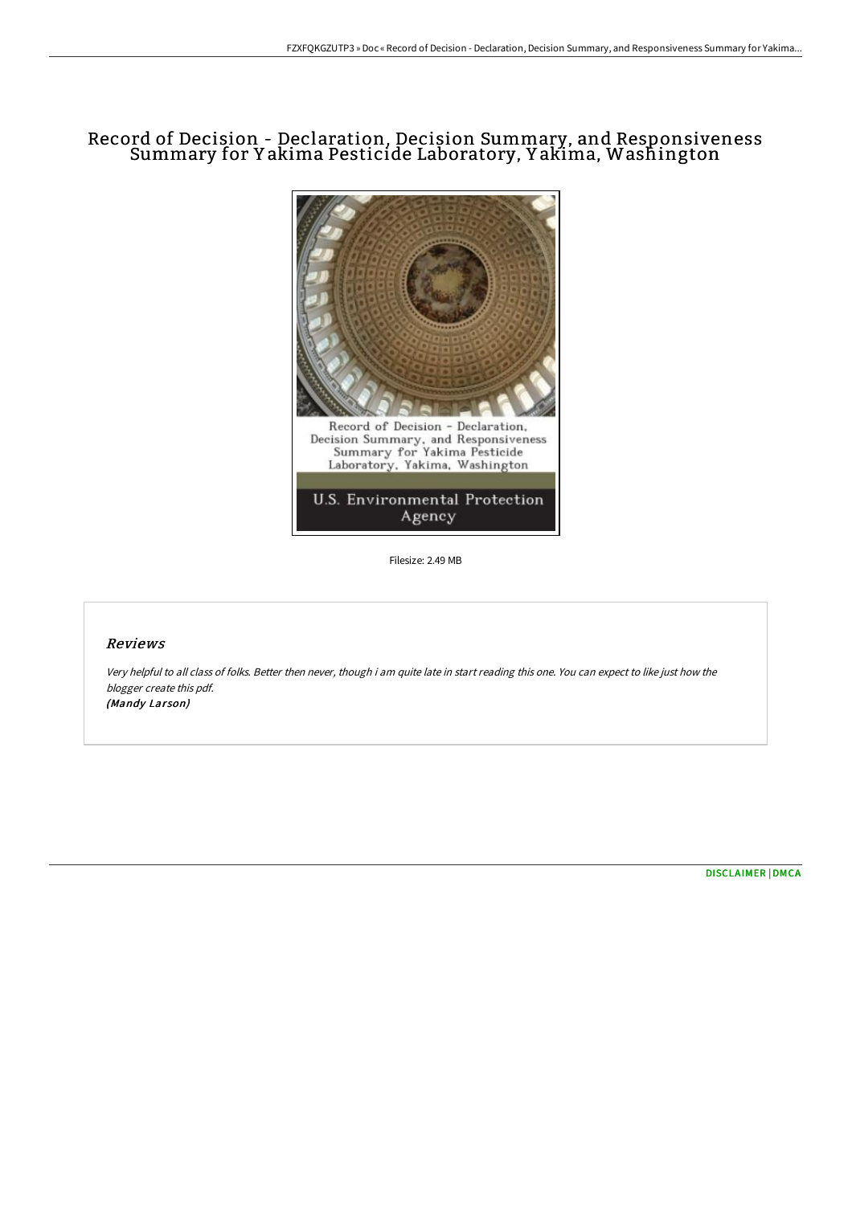# Record of Decision - Declaration, Decision Summary, and Responsiveness Summary for Yakima Pesticide Laboratory, Yakima, Washington

Filesize: 2.49 MB

## Reviews

*Very helpful to all class of folks. Better then never, though i am quite late in start reading this one. You can expect to like just how the blogger create this pdf.*
***(Mandy Larson)***

DISCLAIMER | DMCA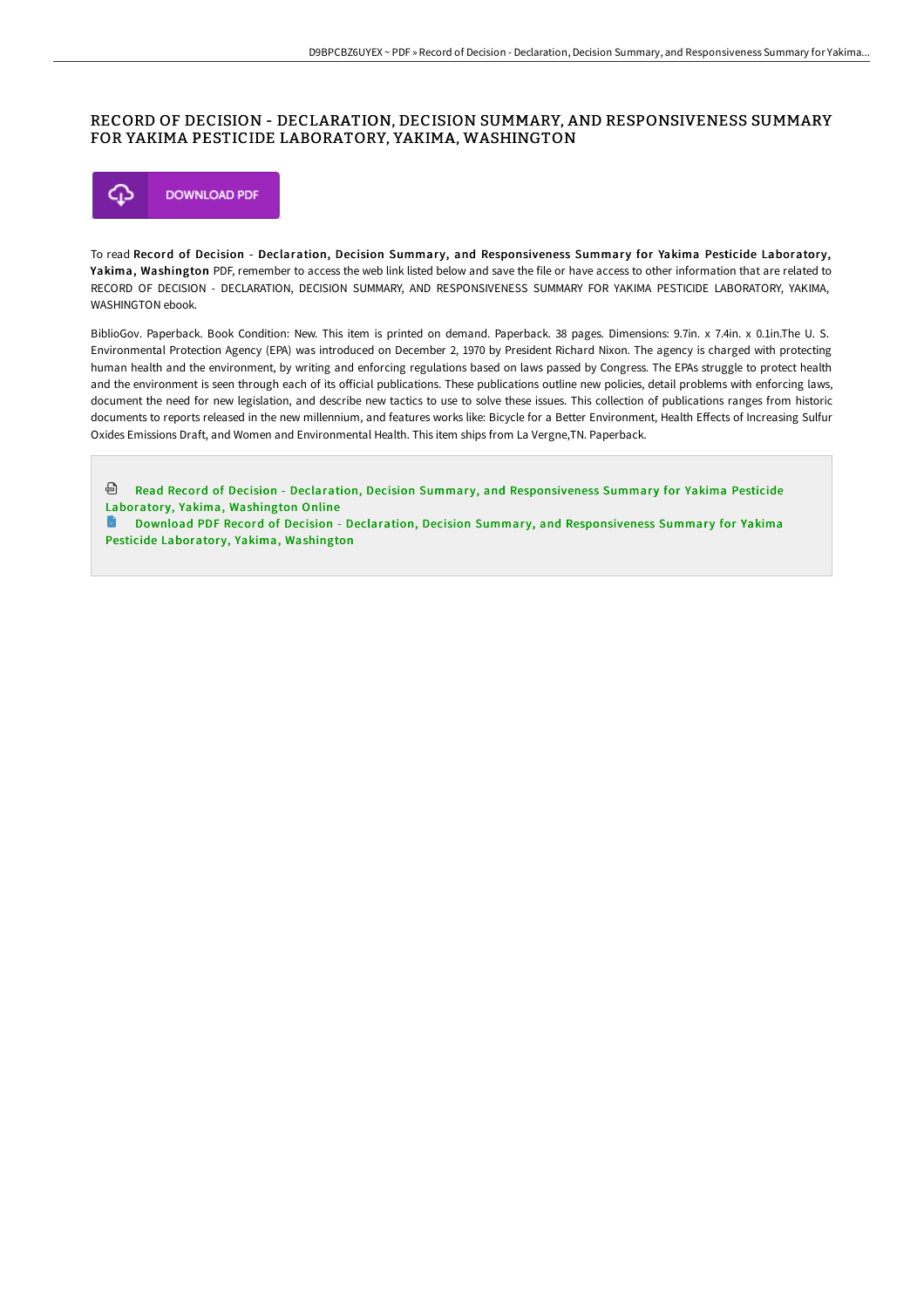# RECORD OF DECISION - DECLARATION, DECISION SUMMARY, AND RESPONSIVENESS SUMMARY FOR YAKIMA PESTICIDE LABORATORY, YAKIMA, WASHINGTON

DOWNLOAD PDF

To read **Record of Decision - Declaration, Decision Summary, and Responsiveness Summary for Yakima Pesticide Laboratory, Yakima, Washington** PDF, remember to access the web link listed below and save the file or have access to other information that are related to RECORD OF DECISION - DECLARATION, DECISION SUMMARY, AND RESPONSIVENESS SUMMARY FOR YAKIMA PESTICIDE LABORATORY, YAKIMA, WASHINGTON ebook.

BiblioGov. Paperback. Book Condition: New. This item is printed on demand. Paperback. 38 pages. Dimensions: 9.7in. x 7.4in. x 0.1in.The U. S. Environmental Protection Agency (EPA) was introduced on December 2, 1970 by President Richard Nixon. The agency is charged with protecting human health and the environment, by writing and enforcing regulations based on laws passed by Congress. The EPAs struggle to protect health and the environment is seen through each of its official publications. These publications outline new policies, detail problems with enforcing laws, document the need for new legislation, and describe new tactics to use to solve these issues. This collection of publications ranges from historic documents to reports released in the new millennium, and features works like: Bicycle for a Better Environment, Health Effects of Increasing Sulfur Oxides Emissions Draft, and Women and Environmental Health. This item ships from La Vergne,TN. Paperback.

Read Record of Decision - Declaration, Decision Summary, and Responsiveness Summary for Yakima Pesticide Laboratory, Yakima, Washington Online

Download PDF Record of Decision - Declaration, Decision Summary, and Responsiveness Summary for Yakima Pesticide Laboratory, Yakima, Washington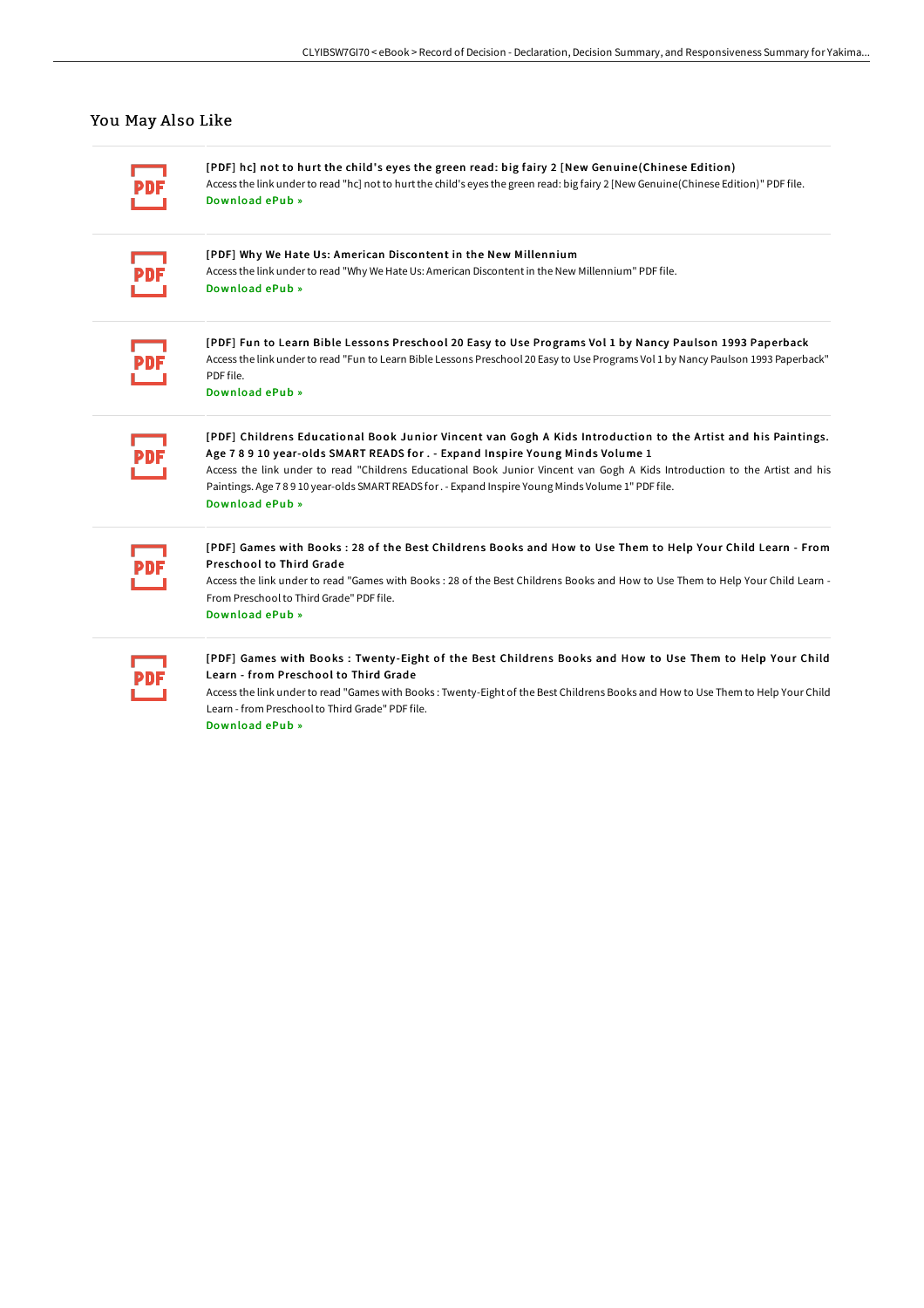## You May Also Like

[PDF] hc] not to hurt the child's eyes the green read: big fairy 2 [New Genuine(Chinese Edition)
Access the link under to read "hc] not to hurt the child's eyes the green read: big fairy 2 [New Genuine(Chinese Edition)" PDF file.
Download ePub »

[PDF] Why We Hate Us: American Discontent in the New Millennium
Access the link under to read "Why We Hate Us: American Discontent in the New Millennium" PDF file.
Download ePub »

[PDF] Fun to Learn Bible Lessons Preschool 20 Easy to Use Programs Vol 1 by Nancy Paulson 1993 Paperback
Access the link under to read "Fun to Learn Bible Lessons Preschool 20 Easy to Use Programs Vol 1 by Nancy Paulson 1993 Paperback" PDF file.
Download ePub »

[PDF] Childrens Educational Book Junior Vincent van Gogh A Kids Introduction to the Artist and his Paintings. Age 7 8 9 10 year-olds SMART READS for . - Expand Inspire Young Minds Volume 1
Access the link under to read "Childrens Educational Book Junior Vincent van Gogh A Kids Introduction to the Artist and his Paintings. Age 7 8 9 10 year-olds SMART READS for . - Expand Inspire Young Minds Volume 1" PDF file.
Download ePub »

[PDF] Games with Books : 28 of the Best Childrens Books and How to Use Them to Help Your Child Learn - From Preschool to Third Grade
Access the link under to read "Games with Books : 28 of the Best Childrens Books and How to Use Them to Help Your Child Learn - From Preschool to Third Grade" PDF file.
Download ePub »

[PDF] Games with Books : Twenty-Eight of the Best Childrens Books and How to Use Them to Help Your Child Learn - from Preschool to Third Grade
Access the link under to read "Games with Books : Twenty-Eight of the Best Childrens Books and How to Use Them to Help Your Child Learn - from Preschool to Third Grade" PDF file.
Download ePub »